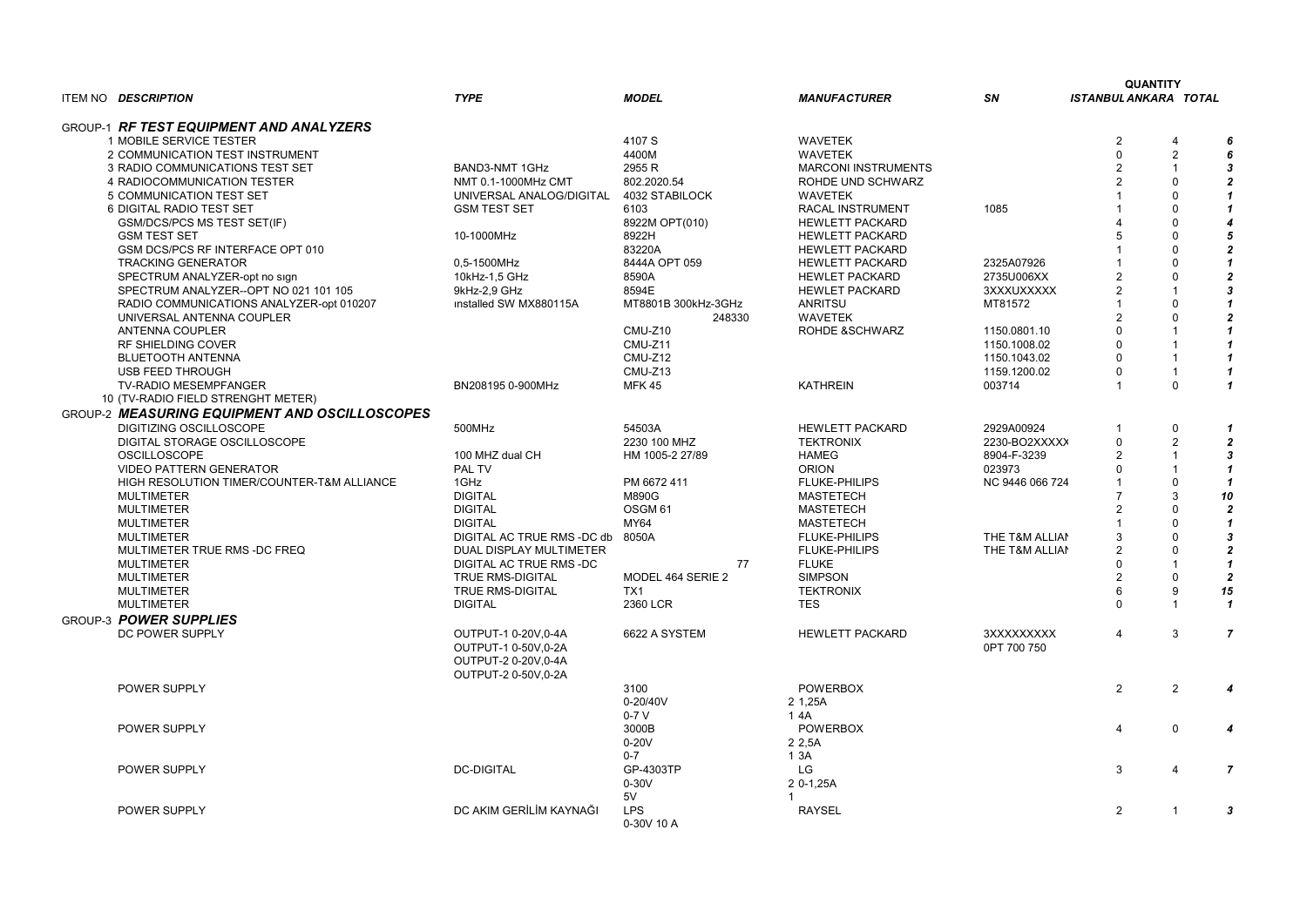| ITEM NO | DESCRIPTION | TYPE | MODEL | MANUFACTURER | SN | QUANTITY ISTANBUL | ANKARA | TOTAL |
|---|---|---|---|---|---|---|---|---|
| GROUP-1 | ***RF TEST EQUIPMENT AND ANALYZERS*** | | | | | | | |
| 1 | MOBILE SERVICE TESTER | | 4107 S | WAVETEK | | 2 | 4 | ***6*** |
| 2 | COMMUNICATION TEST INSTRUMENT | | 4400M | WAVETEK | | 0 | 2 | ***6*** |
| 3 | RADIO COMMUNICATIONS TEST SET | BAND3-NMT 1GHz | 2955 R | MARCONI INSTRUMENTS | | 2 | 1 | ***3*** |
| 4 | RADIOCOMMUNICATION TESTER | NMT 0.1-1000MHz CMT | 802.2020.54 | ROHDE UND SCHWARZ | | 2 | 0 | ***2*** |
| 5 | COMMUNICATION TEST SET | UNIVERSAL ANALOG/DIGITAL | 4032 STABILOCK | WAVETEK | | 1 | 0 | ***1*** |
| 6 | DIGITAL RADIO TEST SET | GSM TEST SET | 6103 | RACAL INSTRUMENT | 1085 | 1 | 0 | ***1*** |
| | GSM/DCS/PCS MS TEST SET(IF) | | 8922M OPT(010) | HEWLETT PACKARD | | 4 | 0 | ***4*** |
| | GSM TEST SET | 10-1000MHz | 8922H | HEWLETT PACKARD | | 5 | 0 | ***5*** |
| | GSM DCS/PCS RF INTERFACE OPT 010 | | 83220A | HEWLETT PACKARD | | 1 | 0 | ***2*** |
| | TRACKING GENERATOR | 0,5-1500MHz | 8444A OPT 059 | HEWLETT PACKARD | 2325A07926 | 1 | 0 | ***1*** |
| | SPECTRUM ANALYZER-opt no sıgn | 10kHz-1,5 GHz | 8590A | HEWLET PACKARD | 2735U006XX | 2 | 0 | ***2*** |
| | SPECTRUM ANALYZER--OPT NO 021 101 105 | 9kHz-2,9 GHz | 8594E | HEWLET PACKARD | 3XXXUXXXXX | 2 | 1 | ***3*** |
| | RADIO COMMUNICATIONS ANALYZER-opt 010207 | ınstalled SW MX880115A | MT8801B 300kHz-3GHz | ANRITSU | MT81572 | 1 | 0 | ***1*** |
| | UNIVERSAL ANTENNA COUPLER | | 248330 | WAVETEK | | 2 | 0 | ***2*** |
| | ANTENNA COUPLER | | CMU-Z10 | ROHDE &SCHWARZ | 1150.0801.10 | 0 | 1 | ***1*** |
| | RF SHIELDING COVER | | CMU-Z11 | | 1150.1008.02 | 0 | 1 | ***1*** |
| | BLUETOOTH ANTENNA | | CMU-Z12 | | 1150.1043.02 | 0 | 1 | ***1*** |
| | USB FEED THROUGH | | CMU-Z13 | | 1159.1200.02 | 0 | 1 | ***1*** |
| | TV-RADIO MESEMPFANGER | BN208195 0-900MHz | MFK 45 | KATHREIN | 003714 | 1 | 0 | ***1*** |
| 10 | (TV-RADIO FIELD STRENGHT METER) | | | | | | | |
| GROUP-2 | ***MEASURING EQUIPMENT AND OSCILLOSCOPES*** | | | | | | | |
| | DIGITIZING OSCILLOSCOPE | 500MHz | 54503A | HEWLETT PACKARD | 2929A00924 | 1 | 0 | ***1*** |
| | DIGITAL STORAGE OSCILLOSCOPE | | 2230 100 MHZ | TEKTRONIX | 2230-BO2XXXXX | 0 | 2 | ***2*** |
| | OSCILLOSCOPE | 100 MHZ dual CH | HM 1005-2 27/89 | HAMEG | 8904-F-3239 | 2 | 1 | ***3*** |
| | VIDEO PATTERN GENERATOR | PAL TV | | ORION | 023973 | 0 | 1 | ***1*** |
| | HIGH RESOLUTION TIMER/COUNTER-T&M ALLIANCE | 1GHz | PM 6672 411 | FLUKE-PHILIPS | NC 9446 066 724 | 1 | 0 | ***1*** |
| | MULTIMETER | DIGITAL | M890G | MASTETECH | | 7 | 3 | ***10*** |
| | MULTIMETER | DIGITAL | OSGM 61 | MASTETECH | | 2 | 0 | ***2*** |
| | MULTIMETER | DIGITAL | MY64 | MASTETECH | | 1 | 0 | ***1*** |
| | MULTIMETER | DIGITAL AC TRUE RMS -DC db | 8050A | FLUKE-PHILIPS | THE T&M ALLIAN | 3 | 0 | ***3*** |
| | MULTIMETER TRUE RMS -DC FREQ | DUAL DISPLAY MULTIMETER | | FLUKE-PHILIPS | THE T&M ALLIAN | 2 | 0 | ***2*** |
| | MULTIMETER | DIGITAL AC TRUE RMS -DC | 77 | FLUKE | | 0 | 1 | ***1*** |
| | MULTIMETER | TRUE RMS-DIGITAL | MODEL 464 SERIE 2 | SIMPSON | | 2 | 0 | ***2*** |
| | MULTIMETER | TRUE RMS-DIGITAL | TX1 | TEKTRONIX | | 6 | 9 | ***15*** |
| | MULTIMETER | DIGITAL | 2360 LCR | TES | | 0 | 1 | ***1*** |
| GROUP-3 | ***POWER SUPPLIES*** | | | | | | | |
| | DC POWER SUPPLY | OUTPUT-1 0-20V,0-4A | 6622 A SYSTEM | HEWLETT PACKARD | 3XXXXXXXXX | 4 | 3 | ***7*** |
| | | OUTPUT-1 0-50V,0-2A | | | 0PT 700 750 | | | |
| | | OUTPUT-2 0-20V,0-4A | | | | | | |
| | | OUTPUT-2 0-50V,0-2A | | | | | | |
| | POWER SUPPLY | | 3100 | POWERBOX | | 2 | 2 | ***4*** |
| | | | 0-20/40V | 2 1,25A | | | | |
| | | | 0-7 V | 1 4A | | | | |
| | POWER SUPPLY | | 3000B | POWERBOX | | 4 | 0 | ***4*** |
| | | | 0-20V | 2 2,5A | | | | |
| | | | 0-7 | 1 3A | | | | |
| | POWER SUPPLY | DC-DIGITAL | GP-4303TP | LG | | 3 | 4 | ***7*** |
| | | | 0-30V | 2 0-1,25A | | | | |
| | | | 5V | 1 | | | | |
| | POWER SUPPLY | DC AKIM GERİLİM KAYNAĞI | LPS | RAYSEL | | 2 | 1 | ***3*** |
| | | | 0-30V 10 A | | | | | |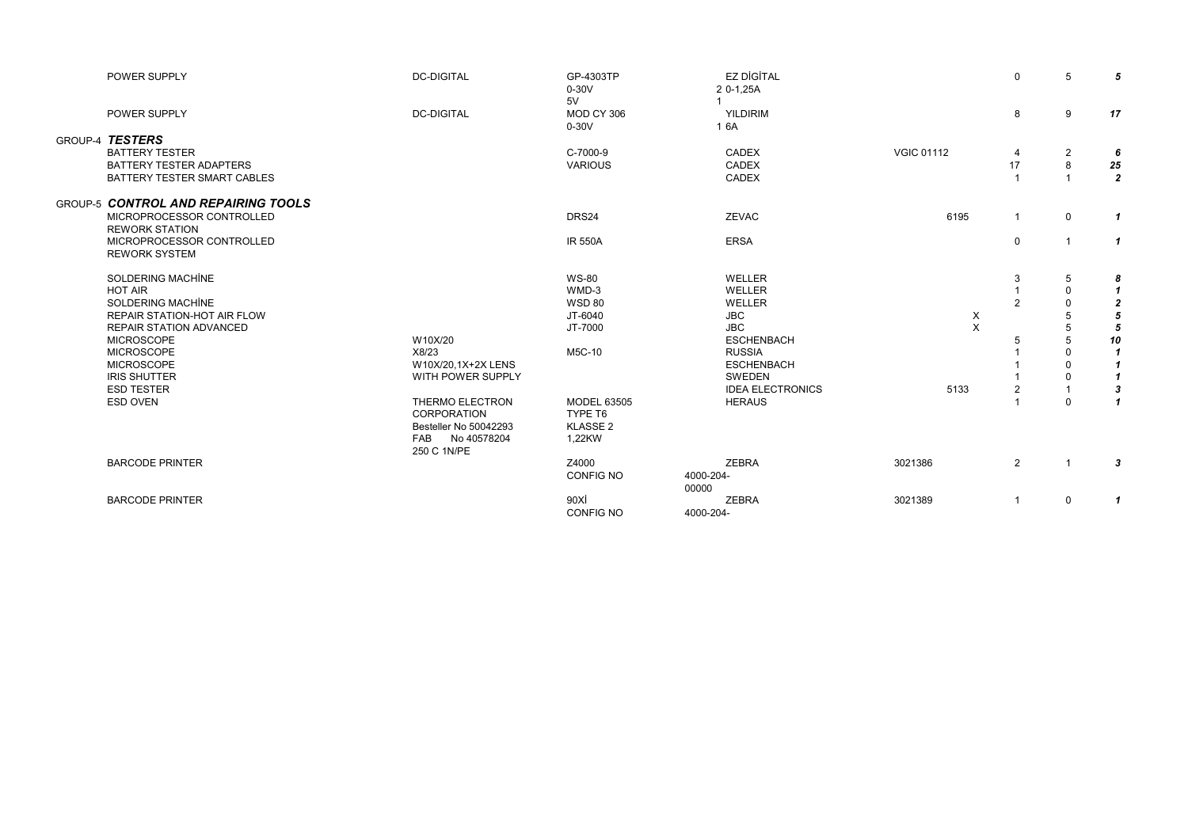| | | | | | | | | |
|---|---|---|---|---|---|---|---|---|
| | POWER SUPPLY | DC-DIGITAL | GP-4303TP 0-30V 5V | EZ DİGİTAL 2 0-1,25A 1 | | 0 | 5 | ***5*** |
| | POWER SUPPLY | DC-DIGITAL | MOD CY 306 0-30V | YILDIRIM 1 6A | | 8 | 9 | ***17*** |
| GROUP-4 | ***TESTERS*** | | | | | | | |
| | BATTERY TESTER | | C-7000-9 | CADEX | VGIC 01112 | 4 | 2 | ***6*** |
| | BATTERY TESTER ADAPTERS | | VARIOUS | CADEX | | 17 | 8 | ***25*** |
| | BATTERY TESTER SMART CABLES | | | CADEX | | 1 | 1 | ***2*** |
| GROUP-5 | ***CONTROL AND REPAIRING TOOLS*** | | | | | | | |
| | MICROPROCESSOR CONTROLLED REWORK STATION | | DRS24 | ZEVAC | 6195 | 1 | 0 | ***1*** |
| | MICROPROCESSOR CONTROLLED REWORK SYSTEM | | IR 550A | ERSA | | 0 | 1 | ***1*** |
| | SOLDERING MACHİNE | | WS-80 | WELLER | | 3 | 5 | ***8*** |
| | HOT AIR | | WMD-3 | WELLER | | 1 | 0 | ***1*** |
| | SOLDERING MACHİNE | | WSD 80 | WELLER | | 2 | 0 | ***2*** |
| | REPAIR STATION-HOT AIR FLOW | | JT-6040 | JBC | X | | 5 | ***5*** |
| | REPAIR STATION ADVANCED | | JT-7000 | JBC | X | | 5 | ***5*** |
| | MICROSCOPE | W10X/20 | | ESCHENBACH | | 5 | 5 | ***10*** |
| | MICROSCOPE | X8/23 | M5C-10 | RUSSIA | | 1 | 0 | ***1*** |
| | MICROSCOPE | W10X/20,1X+2X LENS | | ESCHENBACH | | 1 | 0 | ***1*** |
| | IRIS SHUTTER | WITH POWER SUPPLY | | SWEDEN | | 1 | 0 | ***1*** |
| | ESD TESTER | | | IDEA ELECTRONICS | 5133 | 2 | 1 | ***3*** |
| | ESD OVEN | THERMO ELECTRON CORPORATION Besteller No 50042293 FAB No 40578204 250 C 1N/PE | MODEL 63505 TYPE T6 KLASSE 2 1,22KW | HERAUS | | 1 | 0 | ***1*** |
| | BARCODE PRINTER | | Z4000 CONFIG NO | ZEBRA 4000-204-00000 | 3021386 | 2 | 1 | ***3*** |
| | BARCODE PRINTER | | 90Xİ CONFIG NO | ZEBRA 4000-204- | 3021389 | 1 | 0 | ***1*** |